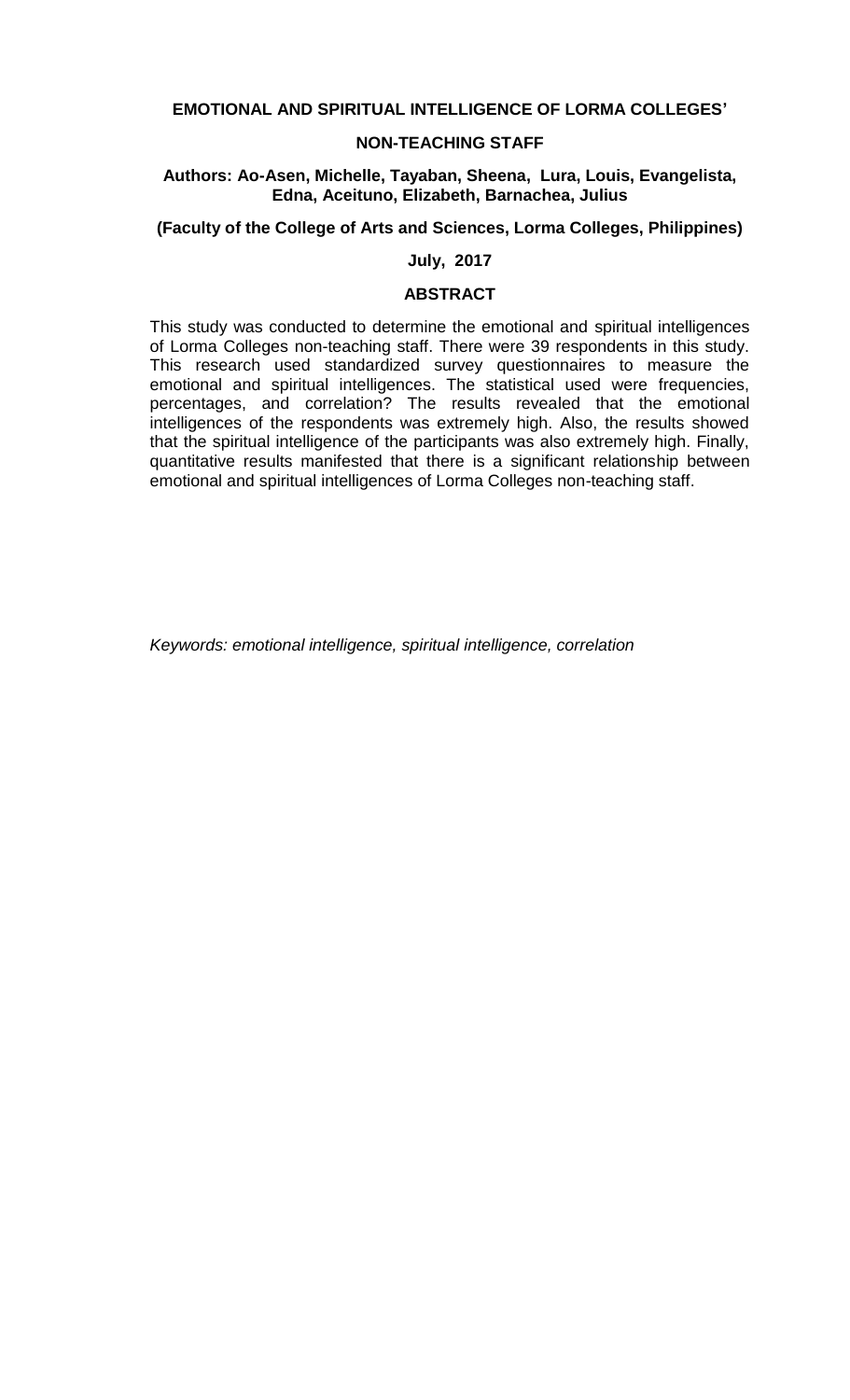# EMOTIONAL AND SPIRITUAL INTELLIGENCE OF LORMA COLLEGES' NON-TEACHING STAFF

**Authors: Ao-Asen, Michelle, Tayaban, Sheena, Lura, Louis, Evangelista, Edna, Aceituno, Elizabeth, Barnachea, Julius**

**(Faculty of the College of Arts and Sciences, Lorma Colleges, Philippines)**

**July, 2017**

## ABSTRACT

This study was conducted to determine the emotional and spiritual intelligences of Lorma Colleges non-teaching staff. There were 39 respondents in this study. This research used standardized survey questionnaires to measure the emotional and spiritual intelligences. The statistical used were frequencies, percentages, and correlation? The results revealed that the emotional intelligences of the respondents was extremely high. Also, the results showed that the spiritual intelligence of the participants was also extremely high. Finally, quantitative results manifested that there is a significant relationship between emotional and spiritual intelligences of Lorma Colleges non-teaching staff.

*Keywords: emotional intelligence, spiritual intelligence, correlation*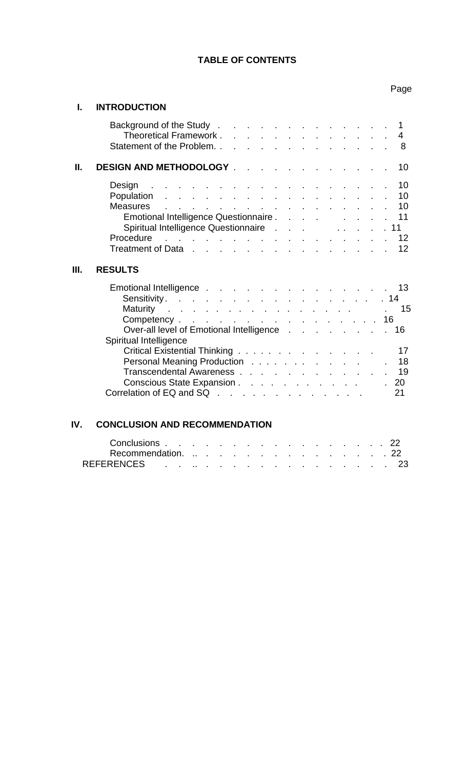# TABLE OF CONTENTS

| | | Page |
|---|---|---|
| **I.** | **INTRODUCTION** | |
| | Background of the Study | 1 |
| | Theoretical Framework | 4 |
| | Statement of the Problem | 8 |
| **II.** | **DESIGN AND METHODOLOGY** | 10 |
| | Design | 10 |
| | Population | 10 |
| | Measures | 10 |
| | Emotional Intelligence Questionnaire | 11 |
| | Spiritual Intelligence Questionnaire | 11 |
| | Procedure | 12 |
| | Treatment of Data | 12 |
| **III.** | **RESULTS** | |
| | Emotional Intelligence | 13 |
| | Sensitivity | 14 |
| | Maturity | 15 |
| | Competency | 16 |
| | Over-all level of Emotional Intelligence | 16 |
| | Spiritual Intelligence | |
| | Critical Existential Thinking | 17 |
| | Personal Meaning Production | 18 |
| | Transcendental Awareness | 19 |
| | Conscious State Expansion | 20 |
| | Correlation of EQ and SQ | 21 |
| **IV.** | **CONCLUSION AND RECOMMENDATION** | |
| | Conclusions | 22 |
| | Recommendation | 22 |
| | REFERENCES | 23 |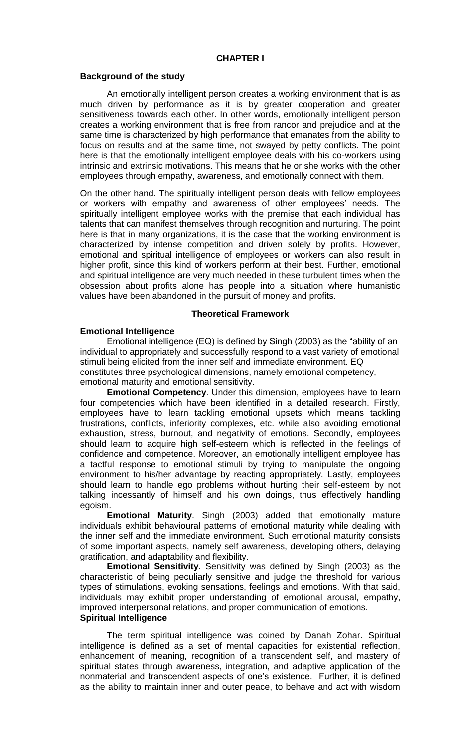# CHAPTER I

## Background of the study

An emotionally intelligent person creates a working environment that is as much driven by performance as it is by greater cooperation and greater sensitiveness towards each other. In other words, emotionally intelligent person creates a working environment that is free from rancor and prejudice and at the same time is characterized by high performance that emanates from the ability to focus on results and at the same time, not swayed by petty conflicts. The point here is that the emotionally intelligent employee deals with his co-workers using intrinsic and extrinsic motivations. This means that he or she works with the other employees through empathy, awareness, and emotionally connect with them.

On the other hand. The spiritually intelligent person deals with fellow employees or workers with empathy and awareness of other employees' needs. The spiritually intelligent employee works with the premise that each individual has talents that can manifest themselves through recognition and nurturing. The point here is that in many organizations, it is the case that the working environment is characterized by intense competition and driven solely by profits. However, emotional and spiritual intelligence of employees or workers can also result in higher profit, since this kind of workers perform at their best. Further, emotional and spiritual intelligence are very much needed in these turbulent times when the obsession about profits alone has people into a situation where humanistic values have been abandoned in the pursuit of money and profits.

## Theoretical Framework

### Emotional Intelligence

Emotional intelligence (EQ) is defined by Singh (2003) as the "ability of an individual to appropriately and successfully respond to a vast variety of emotional stimuli being elicited from the inner self and immediate environment. EQ constitutes three psychological dimensions, namely emotional competency, emotional maturity and emotional sensitivity.

**Emotional Competency**. Under this dimension, employees have to learn four competencies which have been identified in a detailed research. Firstly, employees have to learn tackling emotional upsets which means tackling frustrations, conflicts, inferiority complexes, etc. while also avoiding emotional exhaustion, stress, burnout, and negativity of emotions. Secondly, employees should learn to acquire high self-esteem which is reflected in the feelings of confidence and competence. Moreover, an emotionally intelligent employee has a tactful response to emotional stimuli by trying to manipulate the ongoing environment to his/her advantage by reacting appropriately. Lastly, employees should learn to handle ego problems without hurting their self-esteem by not talking incessantly of himself and his own doings, thus effectively handling egoism.

**Emotional Maturity**. Singh (2003) added that emotionally mature individuals exhibit behavioural patterns of emotional maturity while dealing with the inner self and the immediate environment. Such emotional maturity consists of some important aspects, namely self awareness, developing others, delaying gratification, and adaptability and flexibility.

**Emotional Sensitivity**. Sensitivity was defined by Singh (2003) as the characteristic of being peculiarly sensitive and judge the threshold for various types of stimulations, evoking sensations, feelings and emotions. With that said, individuals may exhibit proper understanding of emotional arousal, empathy, improved interpersonal relations, and proper communication of emotions.

### Spiritual Intelligence

The term spiritual intelligence was coined by Danah Zohar. Spiritual intelligence is defined as a set of mental capacities for existential reflection, enhancement of meaning, recognition of a transcendent self, and mastery of spiritual states through awareness, integration, and adaptive application of the nonmaterial and transcendent aspects of one's existence. Further, it is defined as the ability to maintain inner and outer peace, to behave and act with wisdom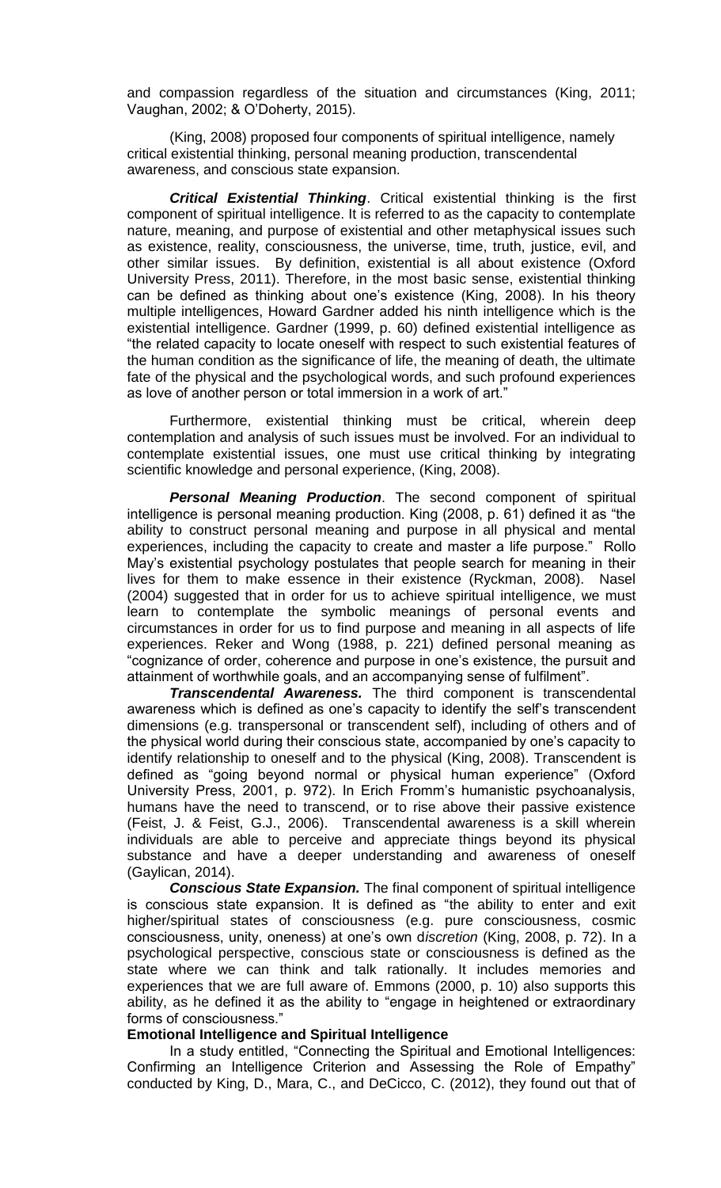and compassion regardless of the situation and circumstances (King, 2011; Vaughan, 2002; & O'Doherty, 2015).

(King, 2008) proposed four components of spiritual intelligence, namely critical existential thinking, personal meaning production, transcendental awareness, and conscious state expansion.

***Critical Existential Thinking*.** Critical existential thinking is the first component of spiritual intelligence. It is referred to as the capacity to contemplate nature, meaning, and purpose of existential and other metaphysical issues such as existence, reality, consciousness, the universe, time, truth, justice, evil, and other similar issues. By definition, existential is all about existence (Oxford University Press, 2011). Therefore, in the most basic sense, existential thinking can be defined as thinking about one's existence (King, 2008). In his theory multiple intelligences, Howard Gardner added his ninth intelligence which is the existential intelligence. Gardner (1999, p. 60) defined existential intelligence as "the related capacity to locate oneself with respect to such existential features of the human condition as the significance of life, the meaning of death, the ultimate fate of the physical and the psychological words, and such profound experiences as love of another person or total immersion in a work of art."

Furthermore, existential thinking must be critical, wherein deep contemplation and analysis of such issues must be involved. For an individual to contemplate existential issues, one must use critical thinking by integrating scientific knowledge and personal experience, (King, 2008).

***Personal Meaning Production*.** The second component of spiritual intelligence is personal meaning production. King (2008, p. 61) defined it as "the ability to construct personal meaning and purpose in all physical and mental experiences, including the capacity to create and master a life purpose." Rollo May's existential psychology postulates that people search for meaning in their lives for them to make essence in their existence (Ryckman, 2008). Nasel (2004) suggested that in order for us to achieve spiritual intelligence, we must learn to contemplate the symbolic meanings of personal events and circumstances in order for us to find purpose and meaning in all aspects of life experiences. Reker and Wong (1988, p. 221) defined personal meaning as "cognizance of order, coherence and purpose in one's existence, the pursuit and attainment of worthwhile goals, and an accompanying sense of fulfilment".

***Transcendental Awareness.*** The third component is transcendental awareness which is defined as one's capacity to identify the self's transcendent dimensions (e.g. transpersonal or transcendent self), including of others and of the physical world during their conscious state, accompanied by one's capacity to identify relationship to oneself and to the physical (King, 2008). Transcendent is defined as "going beyond normal or physical human experience" (Oxford University Press, 2001, p. 972). In Erich Fromm's humanistic psychoanalysis, humans have the need to transcend, or to rise above their passive existence (Feist, J. & Feist, G.J., 2006). Transcendental awareness is a skill wherein individuals are able to perceive and appreciate things beyond its physical substance and have a deeper understanding and awareness of oneself (Gaylican, 2014).

***Conscious State Expansion.*** The final component of spiritual intelligence is conscious state expansion. It is defined as "the ability to enter and exit higher/spiritual states of consciousness (e.g. pure consciousness, cosmic consciousness, unity, oneness) at one's own d*iscretion* (King, 2008, p. 72). In a psychological perspective, conscious state or consciousness is defined as the state where we can think and talk rationally. It includes memories and experiences that we are full aware of. Emmons (2000, p. 10) also supports this ability, as he defined it as the ability to "engage in heightened or extraordinary forms of consciousness."

**Emotional Intelligence and Spiritual Intelligence**

In a study entitled, "Connecting the Spiritual and Emotional Intelligences: Confirming an Intelligence Criterion and Assessing the Role of Empathy" conducted by King, D., Mara, C., and DeCicco, C. (2012), they found out that of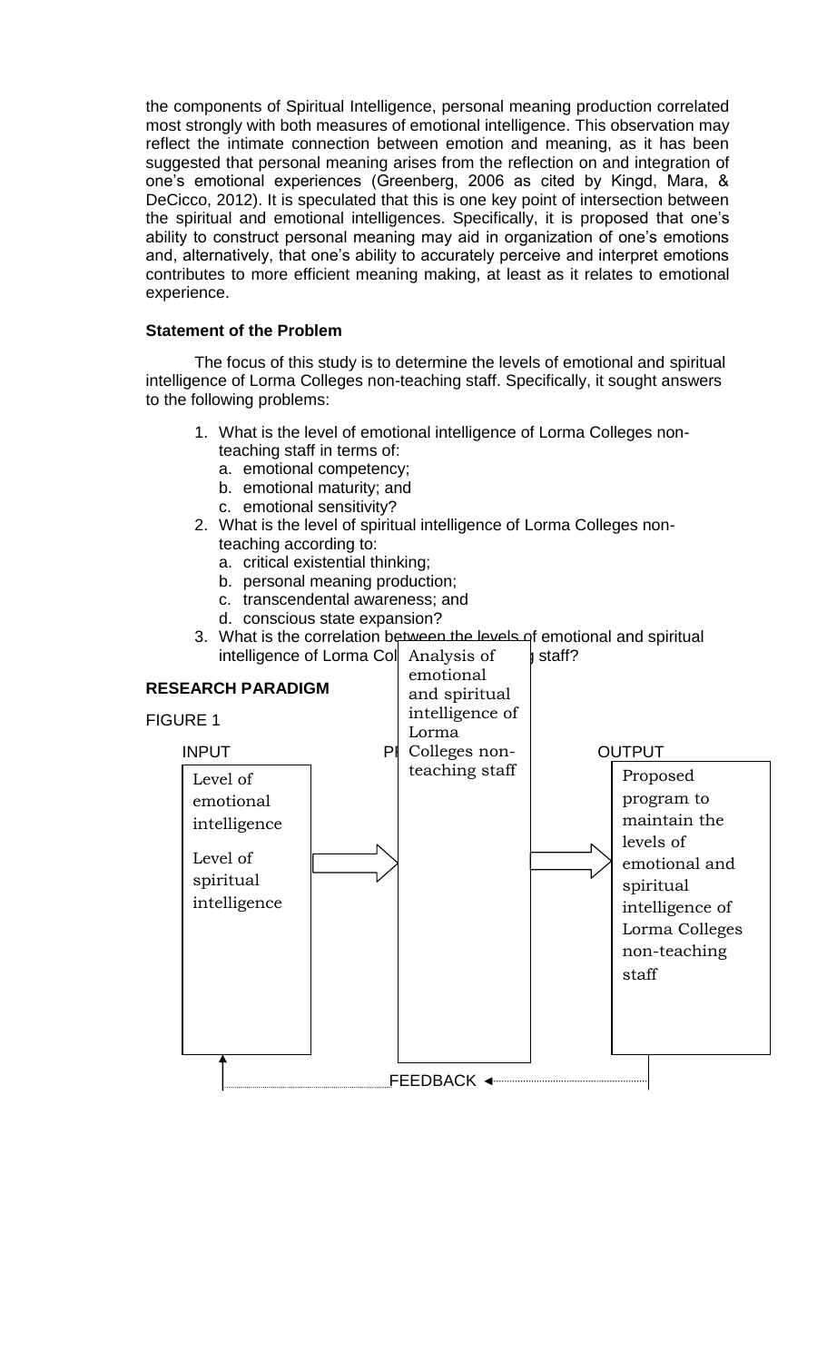the components of Spiritual Intelligence, personal meaning production correlated most strongly with both measures of emotional intelligence. This observation may reflect the intimate connection between emotion and meaning, as it has been suggested that personal meaning arises from the reflection on and integration of one's emotional experiences (Greenberg, 2006 as cited by Kingd, Mara, & DeCicco, 2012). It is speculated that this is one key point of intersection between the spiritual and emotional intelligences. Specifically, it is proposed that one's ability to construct personal meaning may aid in organization of one's emotions and, alternatively, that one's ability to accurately perceive and interpret emotions contributes to more efficient meaning making, at least as it relates to emotional experience.

**Statement of the Problem**

The focus of this study is to determine the levels of emotional and spiritual intelligence of Lorma Colleges non-teaching staff. Specifically, it sought answers to the following problems:

1. What is the level of emotional intelligence of Lorma Colleges non-teaching staff in terms of:
   a. emotional competency;
   b. emotional maturity; and
   c. emotional sensitivity?
2. What is the level of spiritual intelligence of Lorma Colleges non-teaching according to:
   a. critical existential thinking;
   b. personal meaning production;
   c. transcendental awareness; and
   d. conscious state expansion?
3. What is the correlation between the levels of emotional and spiritual intelligence of Lorma Colleges non-teaching staff?

**RESEARCH PARADIGM**

FIGURE 1

| INPUT | PROCESS | OUTPUT |
| --- | --- | --- |
| Level of emotional intelligence<br>Level of spiritual intelligence | Analysis of emotional and spiritual intelligence of Lorma Colleges non-teaching staff | Proposed program to maintain the levels of emotional and spiritual intelligence of Lorma Colleges non-teaching staff |

FEEDBACK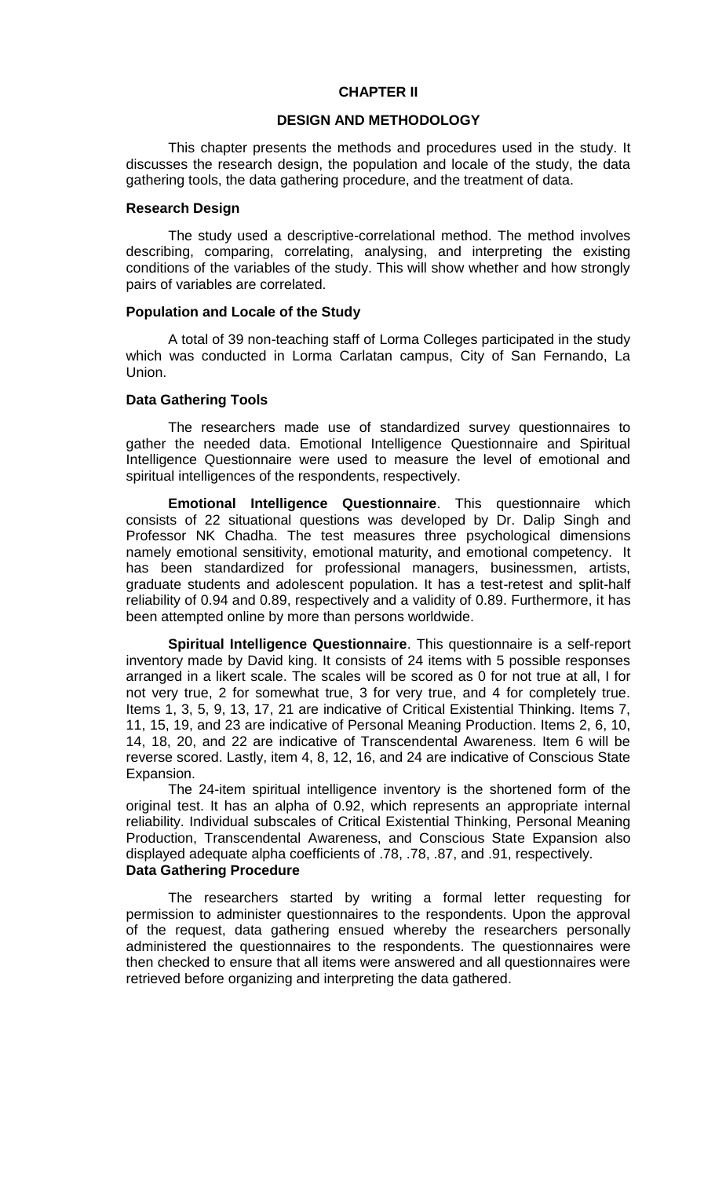# CHAPTER II

## DESIGN AND METHODOLOGY

This chapter presents the methods and procedures used in the study. It discusses the research design, the population and locale of the study, the data gathering tools, the data gathering procedure, and the treatment of data.

### Research Design

The study used a descriptive-correlational method. The method involves describing, comparing, correlating, analysing, and interpreting the existing conditions of the variables of the study. This will show whether and how strongly pairs of variables are correlated.

### Population and Locale of the Study

A total of 39 non-teaching staff of Lorma Colleges participated in the study which was conducted in Lorma Carlatan campus, City of San Fernando, La Union.

### Data Gathering Tools

The researchers made use of standardized survey questionnaires to gather the needed data. Emotional Intelligence Questionnaire and Spiritual Intelligence Questionnaire were used to measure the level of emotional and spiritual intelligences of the respondents, respectively.

**Emotional Intelligence Questionnaire**. This questionnaire which consists of 22 situational questions was developed by Dr. Dalip Singh and Professor NK Chadha. The test measures three psychological dimensions namely emotional sensitivity, emotional maturity, and emotional competency. It has been standardized for professional managers, businessmen, artists, graduate students and adolescent population. It has a test-retest and split-half reliability of 0.94 and 0.89, respectively and a validity of 0.89. Furthermore, it has been attempted online by more than persons worldwide.

**Spiritual Intelligence Questionnaire**. This questionnaire is a self-report inventory made by David king. It consists of 24 items with 5 possible responses arranged in a likert scale. The scales will be scored as 0 for not true at all, I for not very true, 2 for somewhat true, 3 for very true, and 4 for completely true. Items 1, 3, 5, 9, 13, 17, 21 are indicative of Critical Existential Thinking. Items 7, 11, 15, 19, and 23 are indicative of Personal Meaning Production. Items 2, 6, 10, 14, 18, 20, and 22 are indicative of Transcendental Awareness. Item 6 will be reverse scored. Lastly, item 4, 8, 12, 16, and 24 are indicative of Conscious State Expansion.

The 24-item spiritual intelligence inventory is the shortened form of the original test. It has an alpha of 0.92, which represents an appropriate internal reliability. Individual subscales of Critical Existential Thinking, Personal Meaning Production, Transcendental Awareness, and Conscious State Expansion also displayed adequate alpha coefficients of .78, .78, .87, and .91, respectively.

### Data Gathering Procedure

The researchers started by writing a formal letter requesting for permission to administer questionnaires to the respondents. Upon the approval of the request, data gathering ensued whereby the researchers personally administered the questionnaires to the respondents. The questionnaires were then checked to ensure that all items were answered and all questionnaires were retrieved before organizing and interpreting the data gathered.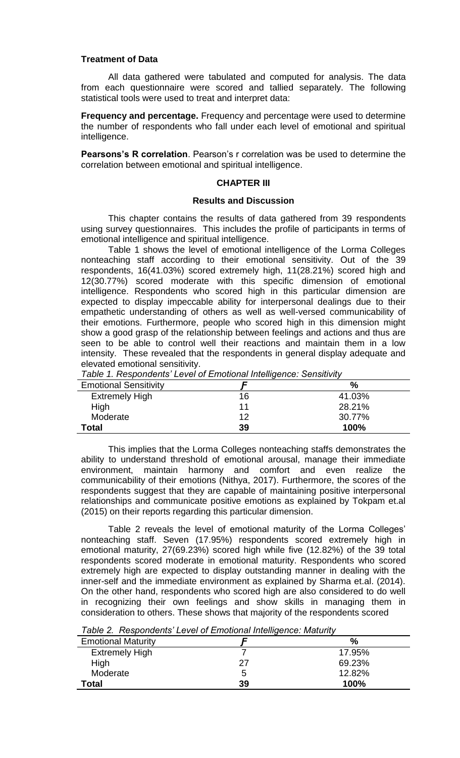**Treatment of Data**

All data gathered were tabulated and computed for analysis. The data from each questionnaire were scored and tallied separately. The following statistical tools were used to treat and interpret data:

**Frequency and percentage.** Frequency and percentage were used to determine the number of respondents who fall under each level of emotional and spiritual intelligence.

**Pearsons's R correlation**. Pearson's r correlation was be used to determine the correlation between emotional and spiritual intelligence.

## CHAPTER III

### Results and Discussion

This chapter contains the results of data gathered from 39 respondents using survey questionnaires. This includes the profile of participants in terms of emotional intelligence and spiritual intelligence.

Table 1 shows the level of emotional intelligence of the Lorma Colleges nonteaching staff according to their emotional sensitivity. Out of the 39 respondents, 16(41.03%) scored extremely high, 11(28.21%) scored high and 12(30.77%) scored moderate with this specific dimension of emotional intelligence. Respondents who scored high in this particular dimension are expected to display impeccable ability for interpersonal dealings due to their empathetic understanding of others as well as well-versed communicability of their emotions. Furthermore, people who scored high in this dimension might show a good grasp of the relationship between feelings and actions and thus are seen to be able to control well their reactions and maintain them in a low intensity. These revealed that the respondents in general display adequate and elevated emotional sensitivity.

*Table 1. Respondents' Level of Emotional Intelligence: Sensitivity*

| Emotional Sensitivity | *F* | % |
|---|---|---|
| Extremely High | 16 | 41.03% |
| High | 11 | 28.21% |
| Moderate | 12 | 30.77% |
| **Total** | **39** | **100%** |

This implies that the Lorma Colleges nonteaching staffs demonstrates the ability to understand threshold of emotional arousal, manage their immediate environment, maintain harmony and comfort and even realize the communicability of their emotions (Nithya, 2017). Furthermore, the scores of the respondents suggest that they are capable of maintaining positive interpersonal relationships and communicate positive emotions as explained by Tokpam et.al (2015) on their reports regarding this particular dimension.

Table 2 reveals the level of emotional maturity of the Lorma Colleges' nonteaching staff. Seven (17.95%) respondents scored extremely high in emotional maturity, 27(69.23%) scored high while five (12.82%) of the 39 total respondents scored moderate in emotional maturity. Respondents who scored extremely high are expected to display outstanding manner in dealing with the inner-self and the immediate environment as explained by Sharma et.al. (2014). On the other hand, respondents who scored high are also considered to do well in recognizing their own feelings and show skills in managing them in consideration to others. These shows that majority of the respondents scored

*Table 2. Respondents' Level of Emotional Intelligence: Maturity*

| Emotional Maturity | *F* | % |
|---|---|---|
| Extremely High | 7 | 17.95% |
| High | 27 | 69.23% |
| Moderate | 5 | 12.82% |
| **Total** | **39** | **100%** |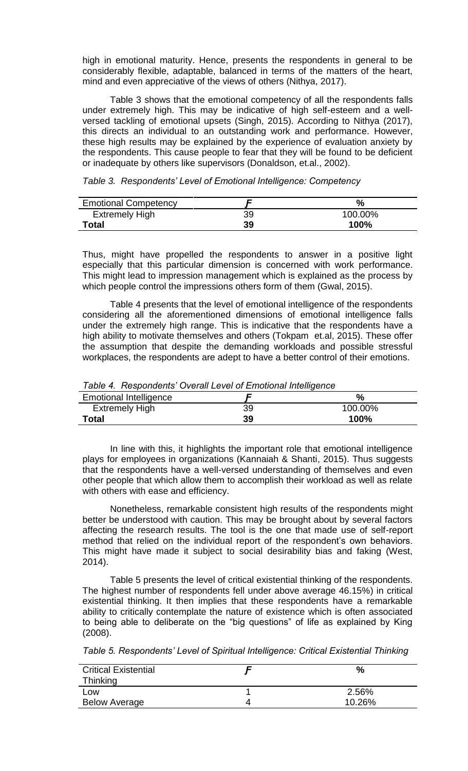high in emotional maturity. Hence, presents the respondents in general to be considerably flexible, adaptable, balanced in terms of the matters of the heart, mind and even appreciative of the views of others (Nithya, 2017).

Table 3 shows that the emotional competency of all the respondents falls under extremely high. This may be indicative of high self-esteem and a well-versed tackling of emotional upsets (Singh, 2015). According to Nithya (2017), this directs an individual to an outstanding work and performance. However, these high results may be explained by the experience of evaluation anxiety by the respondents. This cause people to fear that they will be found to be deficient or inadequate by others like supervisors (Donaldson, et.al., 2002).

*Table 3. Respondents' Level of Emotional Intelligence: Competency*

| Emotional Competency | *F* | % |
|---|---|---|
| Extremely High | 39 | 100.00% |
| **Total** | **39** | **100%** |

Thus, might have propelled the respondents to answer in a positive light especially that this particular dimension is concerned with work performance. This might lead to impression management which is explained as the process by which people control the impressions others form of them (Gwal, 2015).

Table 4 presents that the level of emotional intelligence of the respondents considering all the aforementioned dimensions of emotional intelligence falls under the extremely high range. This is indicative that the respondents have a high ability to motivate themselves and others (Tokpam et.al, 2015). These offer the assumption that despite the demanding workloads and possible stressful workplaces, the respondents are adept to have a better control of their emotions.

*Table 4. Respondents' Overall Level of Emotional Intelligence*

| Emotional Intelligence | *F* | % |
|---|---|---|
| Extremely High | 39 | 100.00% |
| **Total** | **39** | **100%** |

In line with this, it highlights the important role that emotional intelligence plays for employees in organizations (Kannaiah & Shanti, 2015). Thus suggests that the respondents have a well-versed understanding of themselves and even other people that which allow them to accomplish their workload as well as relate with others with ease and efficiency.

Nonetheless, remarkable consistent high results of the respondents might better be understood with caution. This may be brought about by several factors affecting the research results. The tool is the one that made use of self-report method that relied on the individual report of the respondent's own behaviors. This might have made it subject to social desirability bias and faking (West, 2014).

Table 5 presents the level of critical existential thinking of the respondents. The highest number of respondents fell under above average 46.15%) in critical existential thinking. It then implies that these respondents have a remarkable ability to critically contemplate the nature of existence which is often associated to being able to deliberate on the "big questions" of life as explained by King (2008).

*Table 5. Respondents' Level of Spiritual Intelligence: Critical Existential Thinking*

| Critical Existential Thinking | *F* | % |
|---|---|---|
| Low | 1 | 2.56% |
| Below Average | 4 | 10.26% |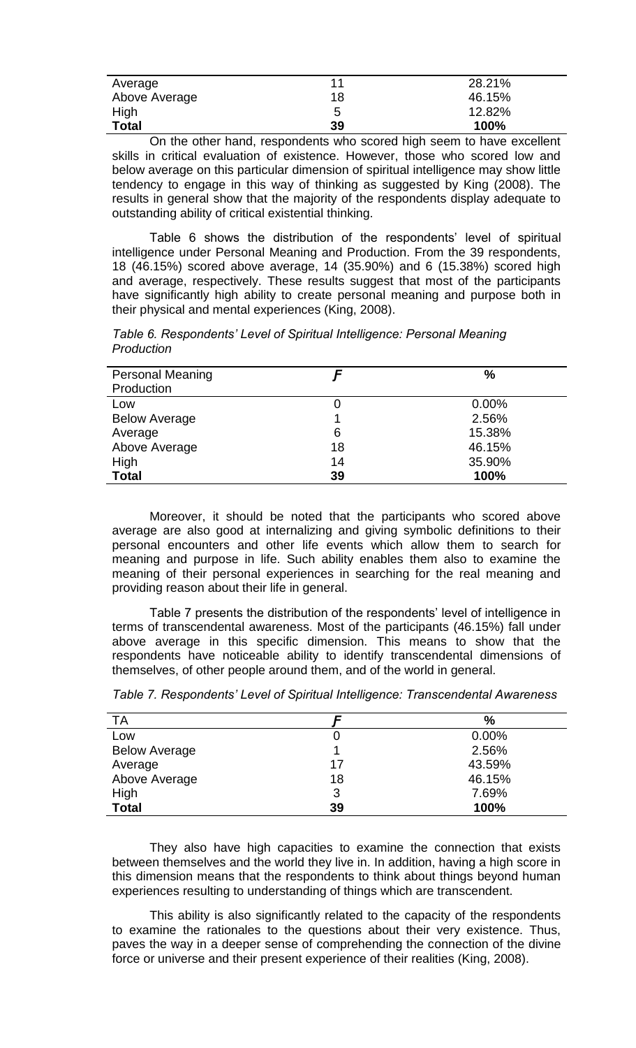| Average | 11 | 28.21% |
|---|---|---|
| Above Average | 18 | 46.15% |
| High | 5 | 12.82% |
| **Total** | **39** | **100%** |

On the other hand, respondents who scored high seem to have excellent skills in critical evaluation of existence. However, those who scored low and below average on this particular dimension of spiritual intelligence may show little tendency to engage in this way of thinking as suggested by King (2008). The results in general show that the majority of the respondents display adequate to outstanding ability of critical existential thinking.

Table 6 shows the distribution of the respondents' level of spiritual intelligence under Personal Meaning and Production. From the 39 respondents, 18 (46.15%) scored above average, 14 (35.90%) and 6 (15.38%) scored high and average, respectively. These results suggest that most of the participants have significantly high ability to create personal meaning and purpose both in their physical and mental experiences (King, 2008).

*Table 6. Respondents' Level of Spiritual Intelligence: Personal Meaning Production*

| Personal Meaning Production | *F* | % |
|---|---|---|
| Low | 0 | 0.00% |
| Below Average | 1 | 2.56% |
| Average | 6 | 15.38% |
| Above Average | 18 | 46.15% |
| High | 14 | 35.90% |
| **Total** | **39** | **100%** |

Moreover, it should be noted that the participants who scored above average are also good at internalizing and giving symbolic definitions to their personal encounters and other life events which allow them to search for meaning and purpose in life. Such ability enables them also to examine the meaning of their personal experiences in searching for the real meaning and providing reason about their life in general.

Table 7 presents the distribution of the respondents' level of intelligence in terms of transcendental awareness. Most of the participants (46.15%) fall under above average in this specific dimension. This means to show that the respondents have noticeable ability to identify transcendental dimensions of themselves, of other people around them, and of the world in general.

*Table 7. Respondents' Level of Spiritual Intelligence: Transcendental Awareness*

| TA | *F* | % |
|---|---|---|
| Low | 0 | 0.00% |
| Below Average | 1 | 2.56% |
| Average | 17 | 43.59% |
| Above Average | 18 | 46.15% |
| High | 3 | 7.69% |
| **Total** | **39** | **100%** |

They also have high capacities to examine the connection that exists between themselves and the world they live in. In addition, having a high score in this dimension means that the respondents to think about things beyond human experiences resulting to understanding of things which are transcendent.

This ability is also significantly related to the capacity of the respondents to examine the rationales to the questions about their very existence. Thus, paves the way in a deeper sense of comprehending the connection of the divine force or universe and their present experience of their realities (King, 2008).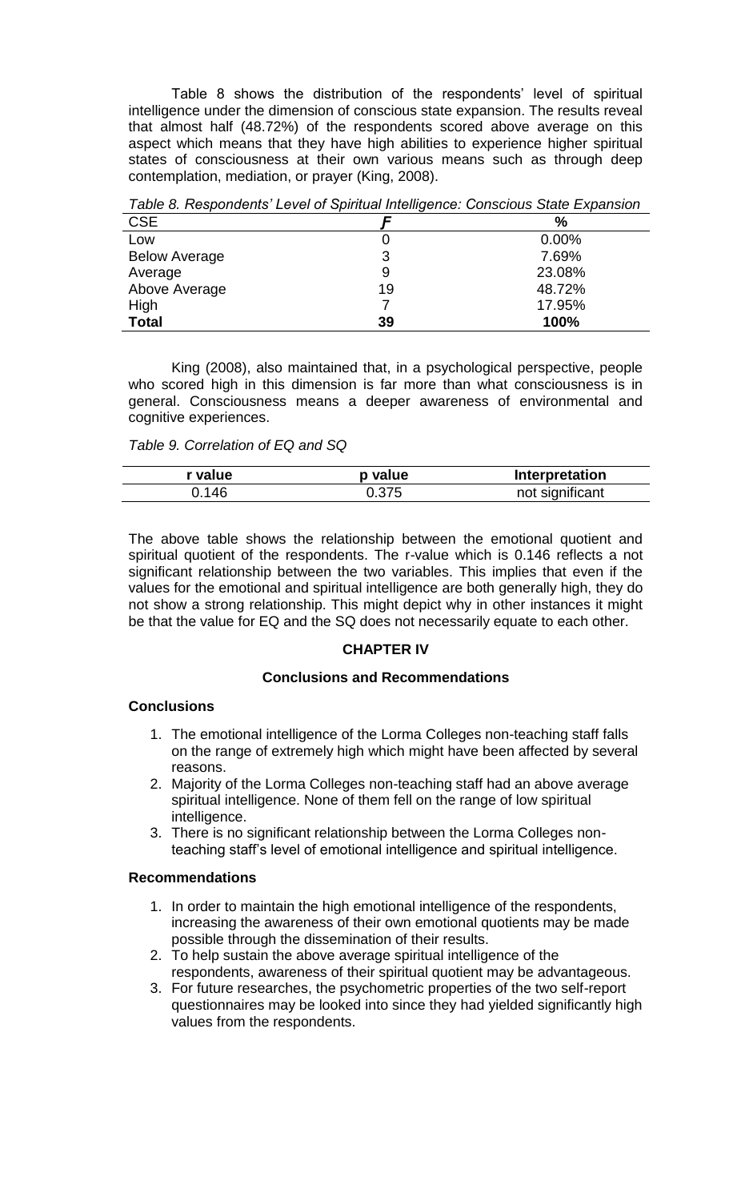Table 8 shows the distribution of the respondents' level of spiritual intelligence under the dimension of conscious state expansion. The results reveal that almost half (48.72%) of the respondents scored above average on this aspect which means that they have high abilities to experience higher spiritual states of consciousness at their own various means such as through deep contemplation, mediation, or prayer (King, 2008).

*Table 8. Respondents' Level of Spiritual Intelligence: Conscious State Expansion*

| CSE | *F* | % |
|---|---|---|
| Low | 0 | 0.00% |
| Below Average | 3 | 7.69% |
| Average | 9 | 23.08% |
| Above Average | 19 | 48.72% |
| High | 7 | 17.95% |
| **Total** | **39** | **100%** |

King (2008), also maintained that, in a psychological perspective, people who scored high in this dimension is far more than what consciousness is in general. Consciousness means a deeper awareness of environmental and cognitive experiences.

*Table 9. Correlation of EQ and SQ*

| r value | p value | Interpretation |
|---|---|---|
| 0.146 | 0.375 | not significant |

The above table shows the relationship between the emotional quotient and spiritual quotient of the respondents. The r-value which is 0.146 reflects a not significant relationship between the two variables. This implies that even if the values for the emotional and spiritual intelligence are both generally high, they do not show a strong relationship. This might depict why in other instances it might be that the value for EQ and the SQ does not necessarily equate to each other.

## CHAPTER IV

### Conclusions and Recommendations

#### Conclusions

1. The emotional intelligence of the Lorma Colleges non-teaching staff falls on the range of extremely high which might have been affected by several reasons.
2. Majority of the Lorma Colleges non-teaching staff had an above average spiritual intelligence. None of them fell on the range of low spiritual intelligence.
3. There is no significant relationship between the Lorma Colleges non-teaching staff's level of emotional intelligence and spiritual intelligence.

#### Recommendations

1. In order to maintain the high emotional intelligence of the respondents, increasing the awareness of their own emotional quotients may be made possible through the dissemination of their results.
2. To help sustain the above average spiritual intelligence of the respondents, awareness of their spiritual quotient may be advantageous.
3. For future researches, the psychometric properties of the two self-report questionnaires may be looked into since they had yielded significantly high values from the respondents.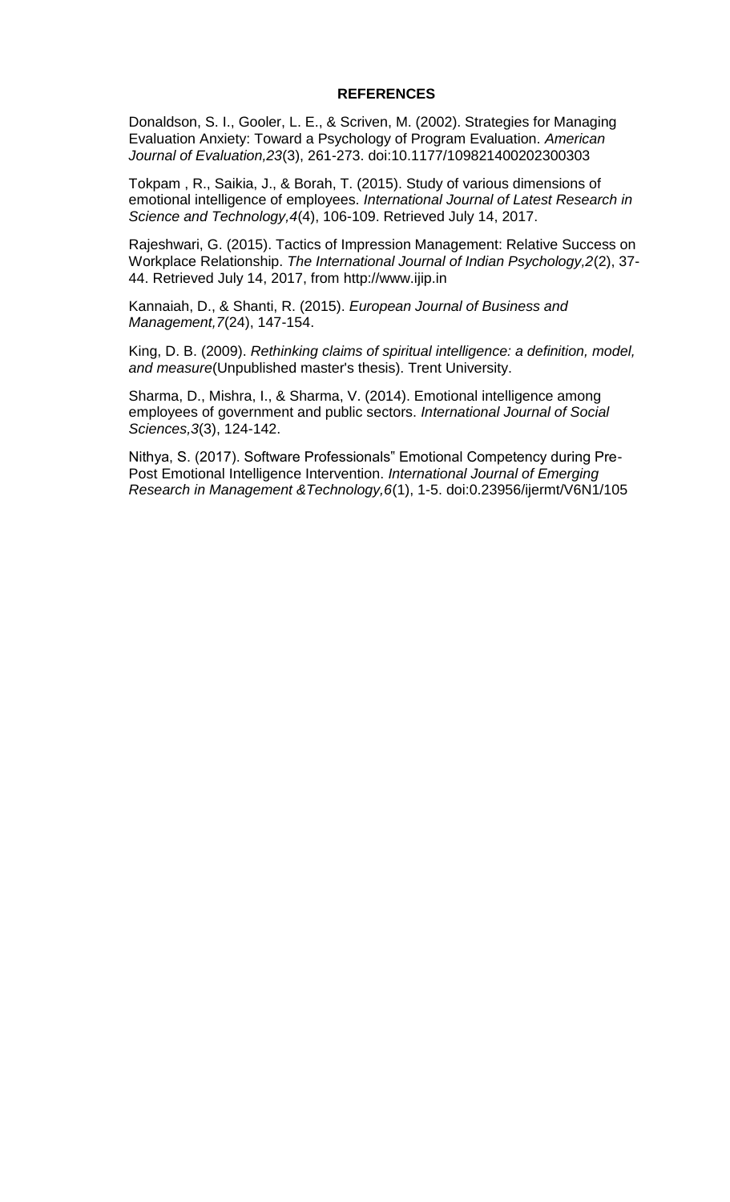**REFERENCES**

Donaldson, S. I., Gooler, L. E., & Scriven, M. (2002). Strategies for Managing Evaluation Anxiety: Toward a Psychology of Program Evaluation. *American Journal of Evaluation,23*(3), 261-273. doi:10.1177/109821400202300303

Tokpam , R., Saikia, J., & Borah, T. (2015). Study of various dimensions of emotional intelligence of employees. *International Journal of Latest Research in Science and Technology,4*(4), 106-109. Retrieved July 14, 2017.

Rajeshwari, G. (2015). Tactics of Impression Management: Relative Success on Workplace Relationship. *The International Journal of Indian Psychology,2*(2), 37-44. Retrieved July 14, 2017, from http://www.ijip.in

Kannaiah, D., & Shanti, R. (2015). *European Journal of Business and Management,7*(24), 147-154.

King, D. B. (2009). *Rethinking claims of spiritual intelligence: a definition, model, and measure*(Unpublished master's thesis). Trent University.

Sharma, D., Mishra, I., & Sharma, V. (2014). Emotional intelligence among employees of government and public sectors. *International Journal of Social Sciences,3*(3), 124-142.

Nithya, S. (2017). Software Professionals" Emotional Competency during Pre-Post Emotional Intelligence Intervention. *International Journal of Emerging Research in Management &Technology,6*(1), 1-5. doi:0.23956/ijermt/V6N1/105